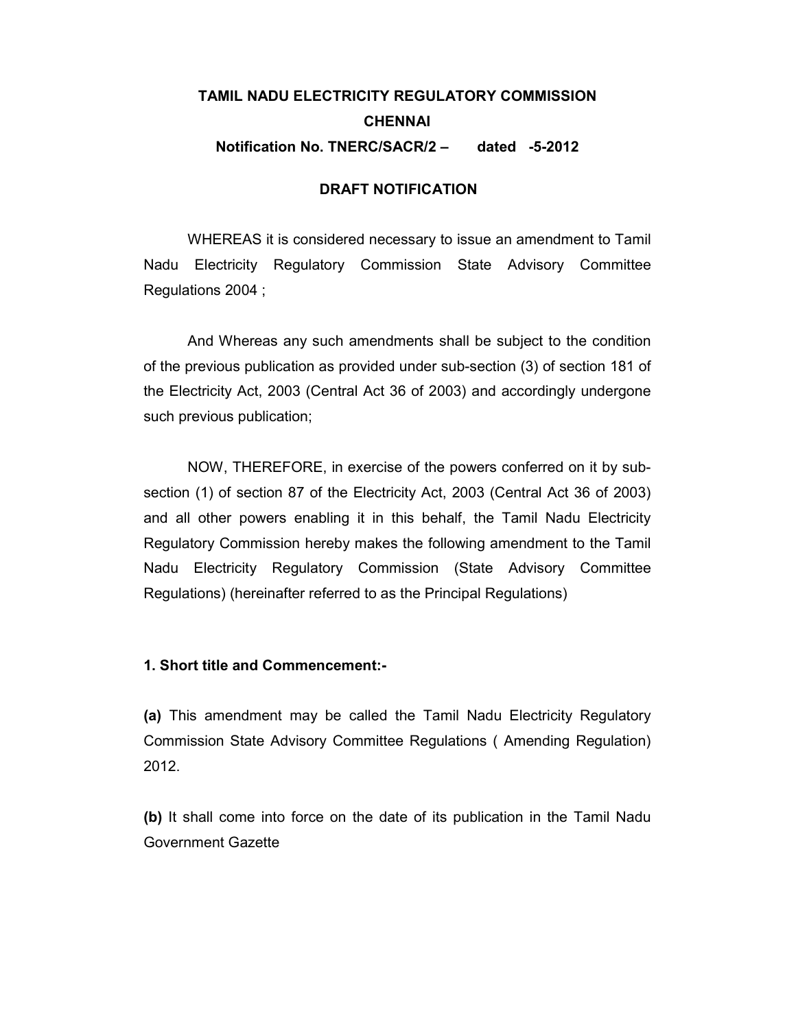**TAMIL NADU ELECTRICITY REGULATORY COMMISSION**

**CHENNAI**

**Notification No. TNERC/SACR/2 – dated -5-2012**

**DRAFT NOTIFICATION**

WHEREAS it is considered necessary to issue an amendment to Tamil Nadu Electricity Regulatory Commission State Advisory Committee Regulations 2004 ;

And Whereas any such amendments shall be subject to the condition of the previous publication as provided under sub-section (3) of section 181 of the Electricity Act, 2003 (Central Act 36 of 2003) and accordingly undergone such previous publication;

NOW, THEREFORE, in exercise of the powers conferred on it by sub-section (1) of section 87 of the Electricity Act, 2003 (Central Act 36 of 2003) and all other powers enabling it in this behalf, the Tamil Nadu Electricity Regulatory Commission hereby makes the following amendment to the Tamil Nadu Electricity Regulatory Commission (State Advisory Committee Regulations) (hereinafter referred to as the Principal Regulations)

**1. Short title and Commencement:-**

**(a)** This amendment may be called the Tamil Nadu Electricity Regulatory Commission State Advisory Committee Regulations ( Amending Regulation) 2012.

**(b)** It shall come into force on the date of its publication in the Tamil Nadu Government Gazette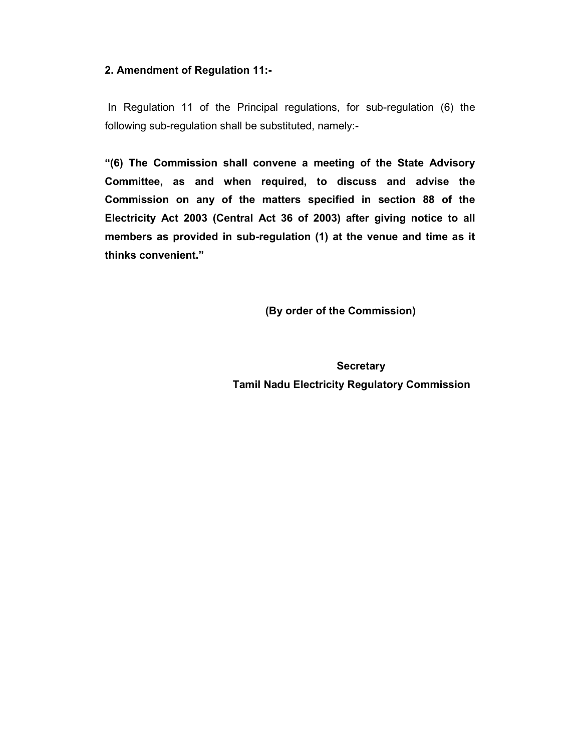**2. Amendment of Regulation 11:-**

In Regulation 11 of the Principal regulations, for sub-regulation (6) the following sub-regulation shall be substituted, namely:-

**"(6) The Commission shall convene a meeting of the State Advisory Committee, as and when required, to discuss and advise the Commission on any of the matters specified in section 88 of the Electricity Act 2003 (Central Act 36 of 2003) after giving notice to all members as provided in sub-regulation (1) at the venue and time as it thinks convenient."**

**(By order of the Commission)**

**Secretary**
**Tamil Nadu Electricity Regulatory Commission**